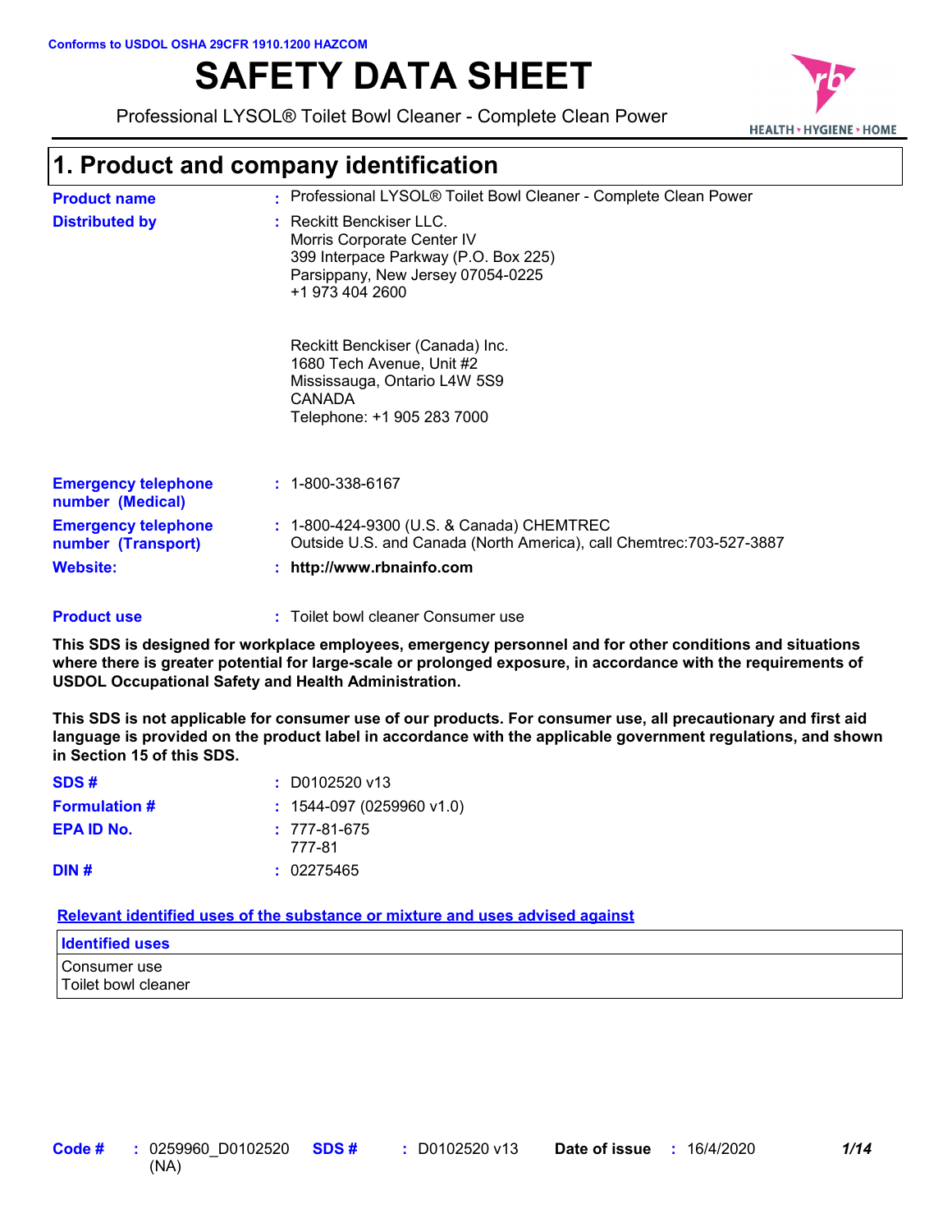Conforms to USDOL OSHA 29CFR 1910.1200 HAZCOM

# SAFETY DATA SHEET

Professional LYSOL® Toilet Bowl Cleaner - Complete Clean Power

## 1. Product and company identification

| | | |
|---|---|---|
| **Product name** | : | Professional LYSOL® Toilet Bowl Cleaner - Complete Clean Power |
| **Distributed by** | : | Reckitt Benckiser LLC.<br>Morris Corporate Center IV<br>399 Interpace Parkway (P.O. Box 225)<br>Parsippany, New Jersey 07054-0225<br>+1 973 404 2600<br><br>Reckitt Benckiser (Canada) Inc.<br>1680 Tech Avenue, Unit #2<br>Mississauga, Ontario L4W 5S9<br>CANADA<br>Telephone: +1 905 283 7000 |
| **Emergency telephone number (Medical)** | : | 1-800-338-6167 |
| **Emergency telephone number (Transport)** | : | 1-800-424-9300 (U.S. & Canada) CHEMTREC<br>Outside U.S. and Canada (North America), call Chemtrec:703-527-3887 |
| **Website:** | : | **http://www.rbnainfo.com** |
| **Product use** | : | Toilet bowl cleaner Consumer use |

**This SDS is designed for workplace employees, emergency personnel and for other conditions and situations where there is greater potential for large-scale or prolonged exposure, in accordance with the requirements of USDOL Occupational Safety and Health Administration.**

**This SDS is not applicable for consumer use of our products. For consumer use, all precautionary and first aid language is provided on the product label in accordance with the applicable government regulations, and shown in Section 15 of this SDS.**

| | | |
|---|---|---|
| **SDS #** | : | D0102520 v13 |
| **Formulation #** | : | 1544-097 (0259960 v1.0) |
| **EPA ID No.** | : | 777-81-675<br>777-81 |
| **DIN #** | : | 02275465 |

**Relevant identified uses of the substance or mixture and uses advised against**

| **Identified uses** |
|---|
| Consumer use<br>Toilet bowl cleaner |

**Code #** : 0259960_D0102520 (NA) **SDS #** : D0102520 v13 **Date of issue** : 16/4/2020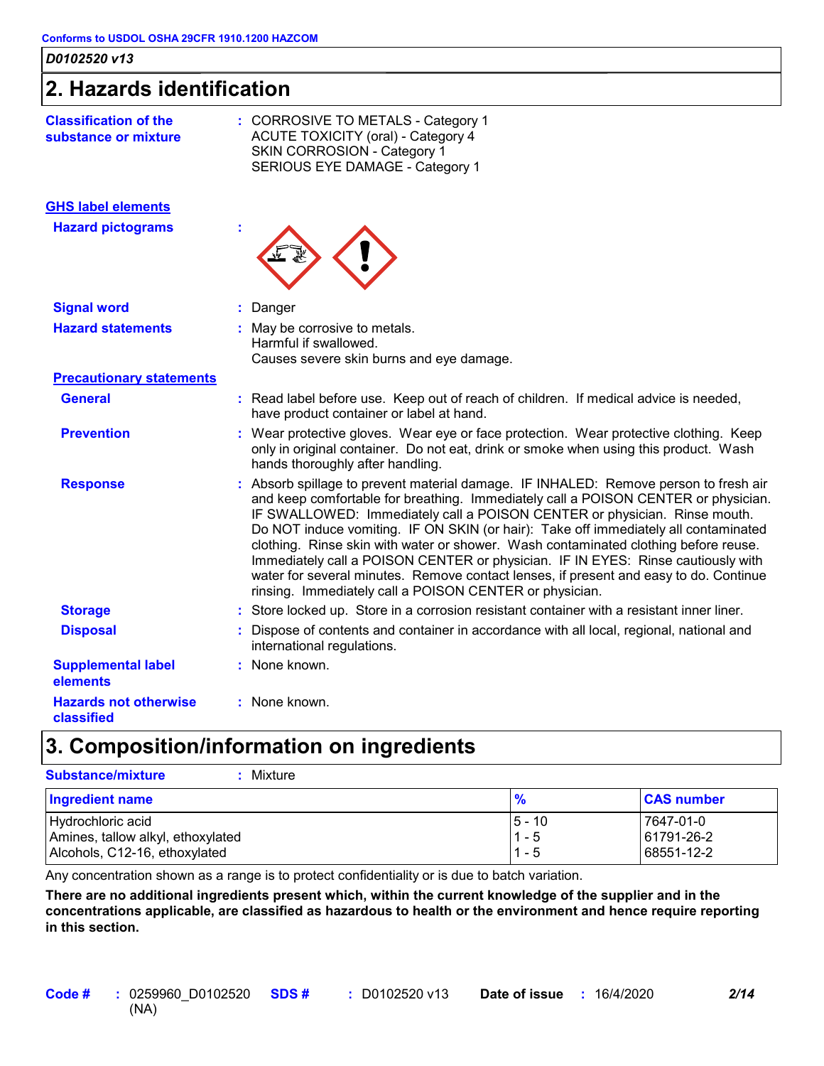## 2. Hazards identification

**Classification of the substance or mixture** : CORROSIVE TO METALS - Category 1
ACUTE TOXICITY (oral) - Category 4
SKIN CORROSION - Category 1
SERIOUS EYE DAMAGE - Category 1

**GHS label elements**

**Hazard pictograms** :

**Signal word** : Danger

**Hazard statements** : May be corrosive to metals.
Harmful if swallowed.
Causes severe skin burns and eye damage.

**Precautionary statements**

**General** : Read label before use. Keep out of reach of children. If medical advice is needed, have product container or label at hand.

**Prevention** : Wear protective gloves. Wear eye or face protection. Wear protective clothing. Keep only in original container. Do not eat, drink or smoke when using this product. Wash hands thoroughly after handling.

**Response** : Absorb spillage to prevent material damage. IF INHALED: Remove person to fresh air and keep comfortable for breathing. Immediately call a POISON CENTER or physician. IF SWALLOWED: Immediately call a POISON CENTER or physician. Rinse mouth. Do NOT induce vomiting. IF ON SKIN (or hair): Take off immediately all contaminated clothing. Rinse skin with water or shower. Wash contaminated clothing before reuse. Immediately call a POISON CENTER or physician. IF IN EYES: Rinse cautiously with water for several minutes. Remove contact lenses, if present and easy to do. Continue rinsing. Immediately call a POISON CENTER or physician.

**Storage** : Store locked up. Store in a corrosion resistant container with a resistant inner liner.

**Disposal** : Dispose of contents and container in accordance with all local, regional, national and international regulations.

**Supplemental label elements** : None known.

**Hazards not otherwise classified** : None known.

## 3. Composition/information on ingredients

**Substance/mixture** : Mixture

| Ingredient name | % | CAS number |
|---|---|---|
| Hydrochloric acid | 5 - 10 | 7647-01-0 |
| Amines, tallow alkyl, ethoxylated | 1 - 5 | 61791-26-2 |
| Alcohols, C12-16, ethoxylated | 1 - 5 | 68551-12-2 |

Any concentration shown as a range is to protect confidentiality or is due to batch variation.

**There are no additional ingredients present which, within the current knowledge of the supplier and in the concentrations applicable, are classified as hazardous to health or the environment and hence require reporting in this section.**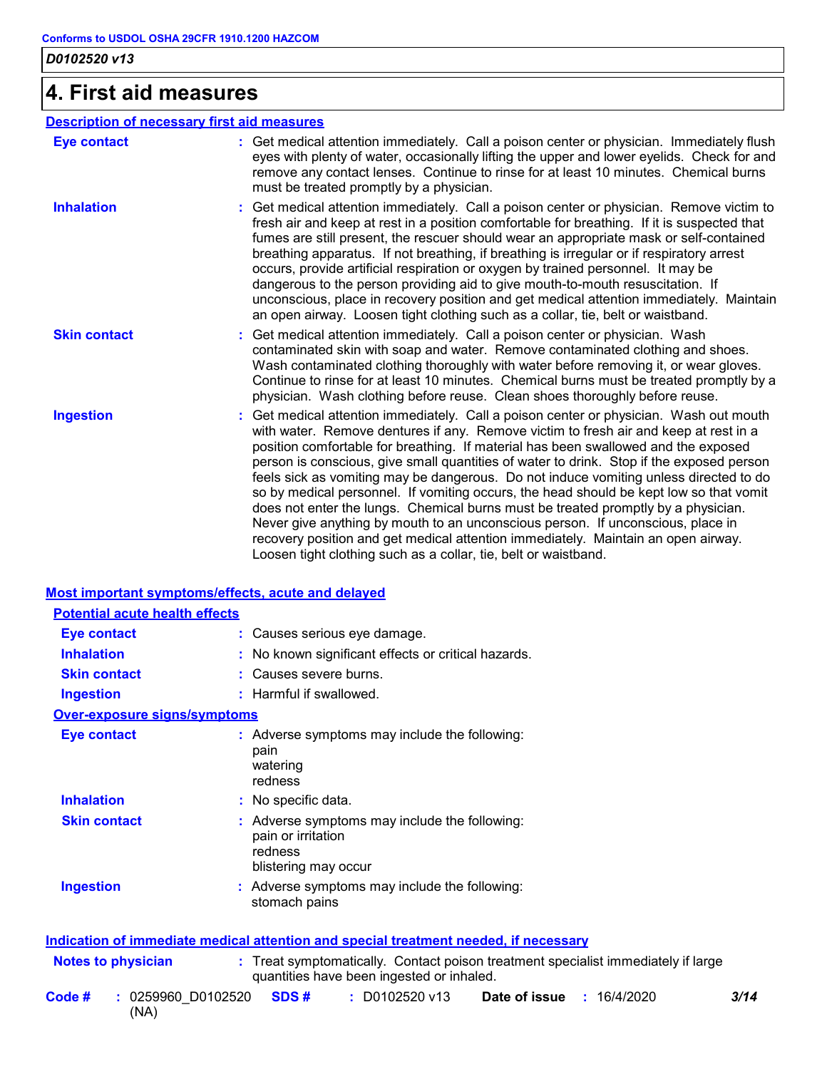# 4. First aid measures

## Description of necessary first aid measures

**Eye contact** : Get medical attention immediately. Call a poison center or physician. Immediately flush eyes with plenty of water, occasionally lifting the upper and lower eyelids. Check for and remove any contact lenses. Continue to rinse for at least 10 minutes. Chemical burns must be treated promptly by a physician.

**Inhalation** : Get medical attention immediately. Call a poison center or physician. Remove victim to fresh air and keep at rest in a position comfortable for breathing. If it is suspected that fumes are still present, the rescuer should wear an appropriate mask or self-contained breathing apparatus. If not breathing, if breathing is irregular or if respiratory arrest occurs, provide artificial respiration or oxygen by trained personnel. It may be dangerous to the person providing aid to give mouth-to-mouth resuscitation. If unconscious, place in recovery position and get medical attention immediately. Maintain an open airway. Loosen tight clothing such as a collar, tie, belt or waistband.

**Skin contact** : Get medical attention immediately. Call a poison center or physician. Wash contaminated skin with soap and water. Remove contaminated clothing and shoes. Wash contaminated clothing thoroughly with water before removing it, or wear gloves. Continue to rinse for at least 10 minutes. Chemical burns must be treated promptly by a physician. Wash clothing before reuse. Clean shoes thoroughly before reuse.

**Ingestion** : Get medical attention immediately. Call a poison center or physician. Wash out mouth with water. Remove dentures if any. Remove victim to fresh air and keep at rest in a position comfortable for breathing. If material has been swallowed and the exposed person is conscious, give small quantities of water to drink. Stop if the exposed person feels sick as vomiting may be dangerous. Do not induce vomiting unless directed to do so by medical personnel. If vomiting occurs, the head should be kept low so that vomit does not enter the lungs. Chemical burns must be treated promptly by a physician. Never give anything by mouth to an unconscious person. If unconscious, place in recovery position and get medical attention immediately. Maintain an open airway. Loosen tight clothing such as a collar, tie, belt or waistband.

## Most important symptoms/effects, acute and delayed

### Potential acute health effects

**Eye contact** : Causes serious eye damage.

**Inhalation** : No known significant effects or critical hazards.

**Skin contact** : Causes severe burns.

**Ingestion** : Harmful if swallowed.

### Over-exposure signs/symptoms

**Eye contact** : Adverse symptoms may include the following:
pain
watering
redness

**Inhalation** : No specific data.

**Skin contact** : Adverse symptoms may include the following:
pain or irritation
redness
blistering may occur

**Ingestion** : Adverse symptoms may include the following:
stomach pains

## Indication of immediate medical attention and special treatment needed, if necessary

**Notes to physician** : Treat symptomatically. Contact poison treatment specialist immediately if large quantities have been ingested or inhaled.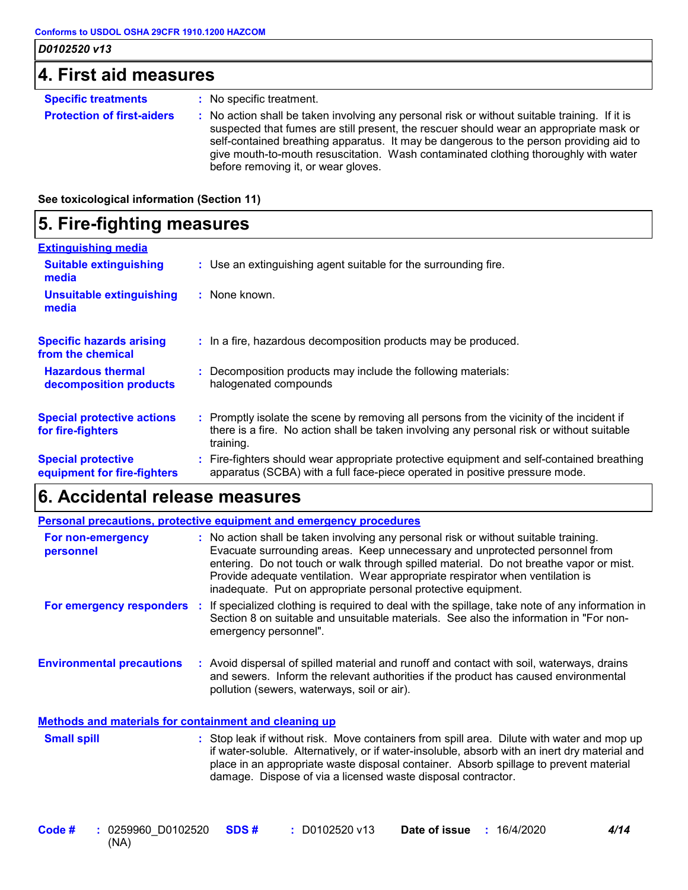## 4. First aid measures

**Specific treatments** : No specific treatment.

**Protection of first-aiders** : No action shall be taken involving any personal risk or without suitable training. If it is suspected that fumes are still present, the rescuer should wear an appropriate mask or self-contained breathing apparatus. It may be dangerous to the person providing aid to give mouth-to-mouth resuscitation. Wash contaminated clothing thoroughly with water before removing it, or wear gloves.

**See toxicological information (Section 11)**

## 5. Fire-fighting measures

### Extinguishing media

**Suitable extinguishing media** : Use an extinguishing agent suitable for the surrounding fire.

**Unsuitable extinguishing media** : None known.

**Specific hazards arising from the chemical** : In a fire, hazardous decomposition products may be produced.

**Hazardous thermal decomposition products** : Decomposition products may include the following materials: halogenated compounds

**Special protective actions for fire-fighters** : Promptly isolate the scene by removing all persons from the vicinity of the incident if there is a fire. No action shall be taken involving any personal risk or without suitable training.

**Special protective equipment for fire-fighters** : Fire-fighters should wear appropriate protective equipment and self-contained breathing apparatus (SCBA) with a full face-piece operated in positive pressure mode.

## 6. Accidental release measures

### Personal precautions, protective equipment and emergency procedures

**For non-emergency personnel** : No action shall be taken involving any personal risk or without suitable training. Evacuate surrounding areas. Keep unnecessary and unprotected personnel from entering. Do not touch or walk through spilled material. Do not breathe vapor or mist. Provide adequate ventilation. Wear appropriate respirator when ventilation is inadequate. Put on appropriate personal protective equipment.

**For emergency responders** : If specialized clothing is required to deal with the spillage, take note of any information in Section 8 on suitable and unsuitable materials. See also the information in "For non-emergency personnel".

**Environmental precautions** : Avoid dispersal of spilled material and runoff and contact with soil, waterways, drains and sewers. Inform the relevant authorities if the product has caused environmental pollution (sewers, waterways, soil or air).

### Methods and materials for containment and cleaning up

**Small spill** : Stop leak if without risk. Move containers from spill area. Dilute with water and mop up if water-soluble. Alternatively, or if water-insoluble, absorb with an inert dry material and place in an appropriate waste disposal container. Absorb spillage to prevent material damage. Dispose of via a licensed waste disposal contractor.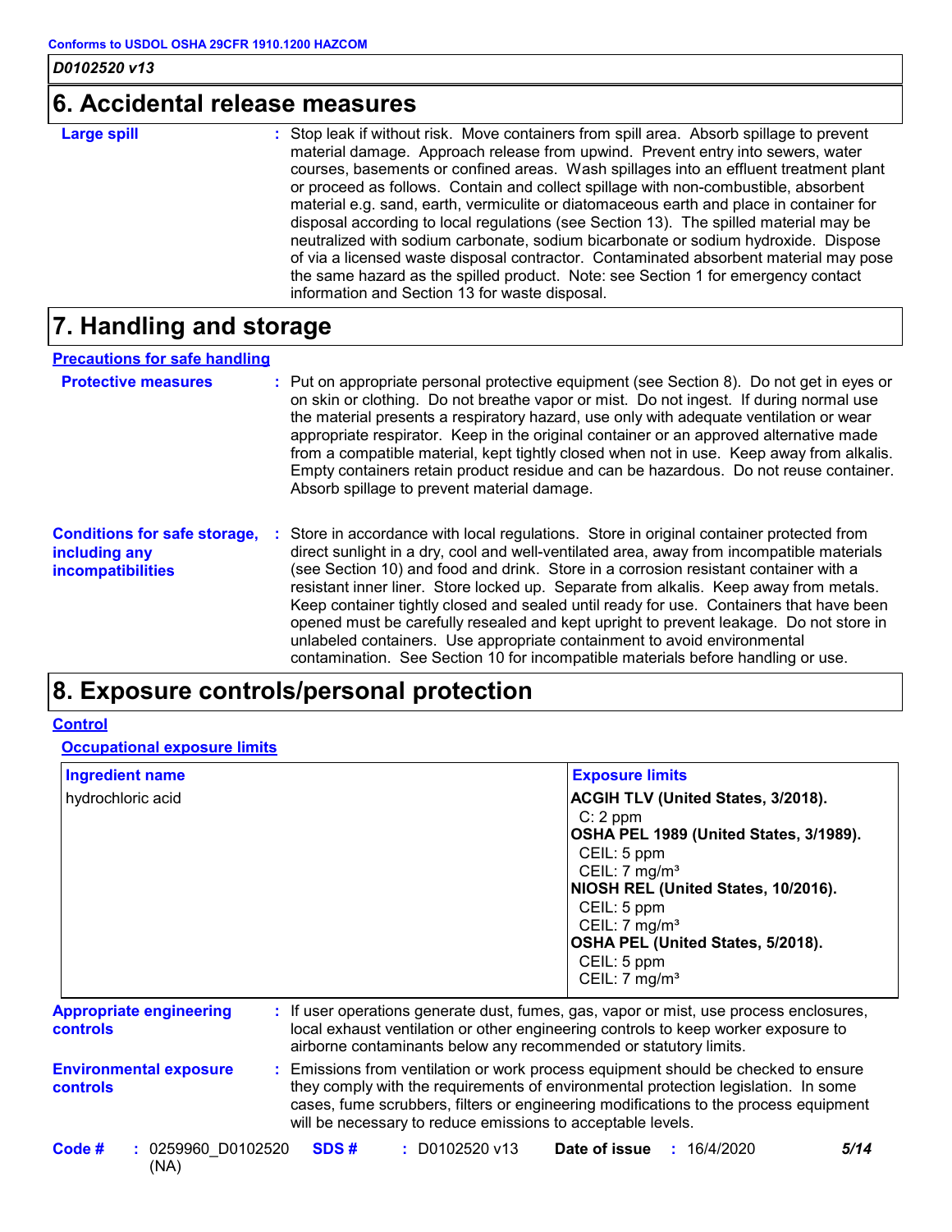## 6. Accidental release measures

**Large spill** : Stop leak if without risk. Move containers from spill area. Absorb spillage to prevent material damage. Approach release from upwind. Prevent entry into sewers, water courses, basements or confined areas. Wash spillages into an effluent treatment plant or proceed as follows. Contain and collect spillage with non-combustible, absorbent material e.g. sand, earth, vermiculite or diatomaceous earth and place in container for disposal according to local regulations (see Section 13). The spilled material may be neutralized with sodium carbonate, sodium bicarbonate or sodium hydroxide. Dispose of via a licensed waste disposal contractor. Contaminated absorbent material may pose the same hazard as the spilled product. Note: see Section 1 for emergency contact information and Section 13 for waste disposal.

## 7. Handling and storage

### Precautions for safe handling

**Protective measures** : Put on appropriate personal protective equipment (see Section 8). Do not get in eyes or on skin or clothing. Do not breathe vapor or mist. Do not ingest. If during normal use the material presents a respiratory hazard, use only with adequate ventilation or wear appropriate respirator. Keep in the original container or an approved alternative made from a compatible material, kept tightly closed when not in use. Keep away from alkalis. Empty containers retain product residue and can be hazardous. Do not reuse container. Absorb spillage to prevent material damage.

**Conditions for safe storage, including any incompatibilities** : Store in accordance with local regulations. Store in original container protected from direct sunlight in a dry, cool and well-ventilated area, away from incompatible materials (see Section 10) and food and drink. Store in a corrosion resistant container with a resistant inner liner. Store locked up. Separate from alkalis. Keep away from metals. Keep container tightly closed and sealed until ready for use. Containers that have been opened must be carefully resealed and kept upright to prevent leakage. Do not store in unlabeled containers. Use appropriate containment to avoid environmental contamination. See Section 10 for incompatible materials before handling or use.

## 8. Exposure controls/personal protection

### Control

#### Occupational exposure limits

| Ingredient name | Exposure limits |
|---|---|
| hydrochloric acid | **ACGIH TLV (United States, 3/2018).**<br>C: 2 ppm<br>**OSHA PEL 1989 (United States, 3/1989).**<br>CEIL: 5 ppm<br>CEIL: 7 mg/m³<br>**NIOSH REL (United States, 10/2016).**<br>CEIL: 5 ppm<br>CEIL: 7 mg/m³<br>**OSHA PEL (United States, 5/2018).**<br>CEIL: 5 ppm<br>CEIL: 7 mg/m³ |

**Appropriate engineering controls** : If user operations generate dust, fumes, gas, vapor or mist, use process enclosures, local exhaust ventilation or other engineering controls to keep worker exposure to airborne contaminants below any recommended or statutory limits.

**Environmental exposure controls** : Emissions from ventilation or work process equipment should be checked to ensure they comply with the requirements of environmental protection legislation. In some cases, fume scrubbers, filters or engineering modifications to the process equipment will be necessary to reduce emissions to acceptable levels.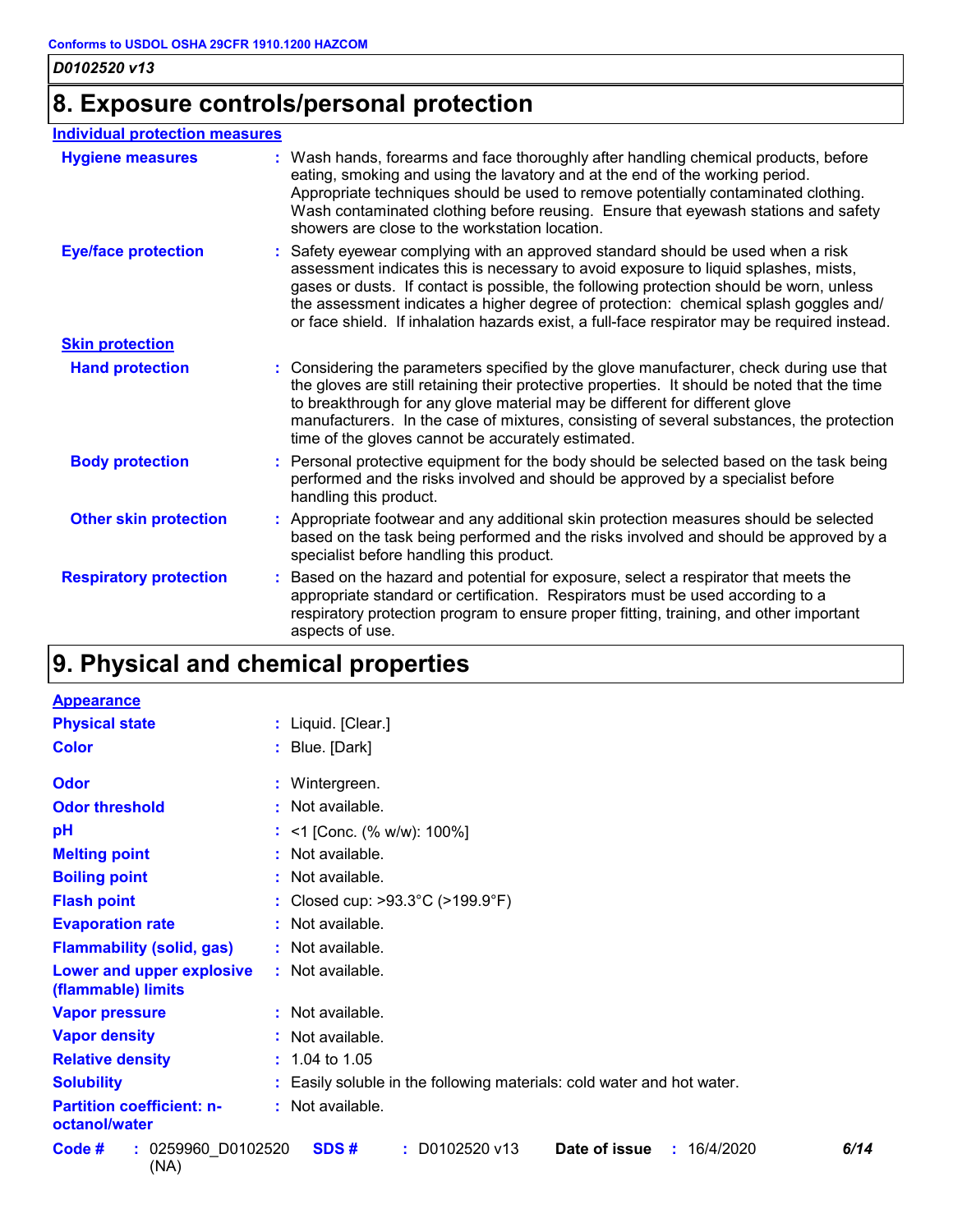# 8. Exposure controls/personal protection

## Individual protection measures

**Hygiene measures** : Wash hands, forearms and face thoroughly after handling chemical products, before eating, smoking and using the lavatory and at the end of the working period. Appropriate techniques should be used to remove potentially contaminated clothing. Wash contaminated clothing before reusing. Ensure that eyewash stations and safety showers are close to the workstation location.

**Eye/face protection** : Safety eyewear complying with an approved standard should be used when a risk assessment indicates this is necessary to avoid exposure to liquid splashes, mists, gases or dusts. If contact is possible, the following protection should be worn, unless the assessment indicates a higher degree of protection: chemical splash goggles and/ or face shield. If inhalation hazards exist, a full-face respirator may be required instead.

### Skin protection

**Hand protection** : Considering the parameters specified by the glove manufacturer, check during use that the gloves are still retaining their protective properties. It should be noted that the time to breakthrough for any glove material may be different for different glove manufacturers. In the case of mixtures, consisting of several substances, the protection time of the gloves cannot be accurately estimated.

**Body protection** : Personal protective equipment for the body should be selected based on the task being performed and the risks involved and should be approved by a specialist before handling this product.

**Other skin protection** : Appropriate footwear and any additional skin protection measures should be selected based on the task being performed and the risks involved and should be approved by a specialist before handling this product.

**Respiratory protection** : Based on the hazard and potential for exposure, select a respirator that meets the appropriate standard or certification. Respirators must be used according to a respiratory protection program to ensure proper fitting, training, and other important aspects of use.

# 9. Physical and chemical properties

## Appearance

**Physical state** : Liquid. [Clear.]

**Color** : Blue. [Dark]

**Odor** : Wintergreen.

**Odor threshold** : Not available.

**pH** : <1 [Conc. (% w/w): 100%]

**Melting point** : Not available.

**Boiling point** : Not available.

**Flash point** : Closed cup: >93.3°C (>199.9°F)

**Evaporation rate** : Not available.

**Flammability (solid, gas)** : Not available.

**Lower and upper explosive (flammable) limits** : Not available.

**Vapor pressure** : Not available.

**Vapor density** : Not available.

**Relative density** : 1.04 to 1.05

**Solubility** : Easily soluble in the following materials: cold water and hot water.

**Partition coefficient: n-octanol/water** : Not available.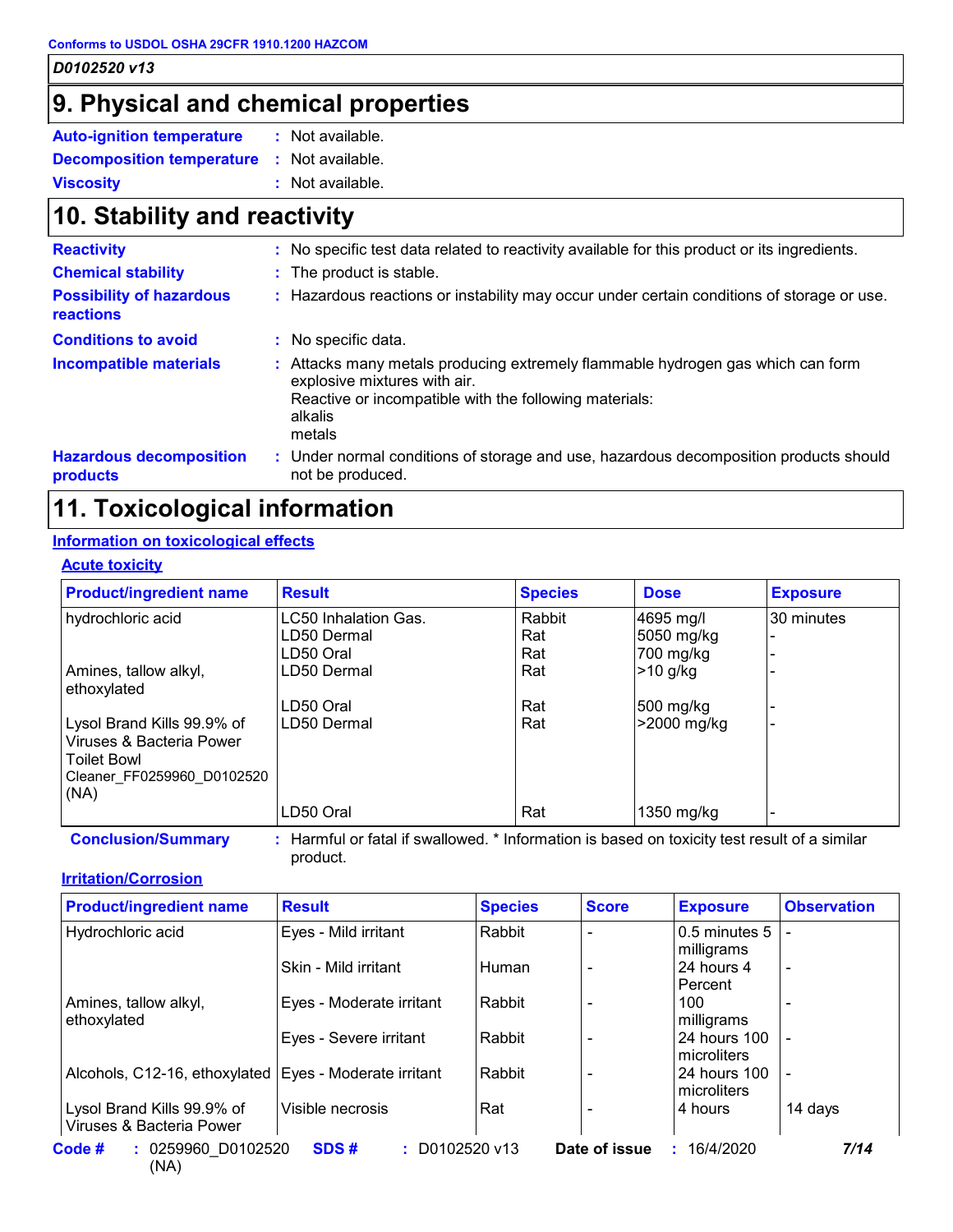Conforms to USDOL OSHA 29CFR 1910.1200 HAZCOM

*D0102520 v13*

## 9. Physical and chemical properties

**Auto-ignition temperature** : Not available.

**Decomposition temperature** : Not available.

**Viscosity** : Not available.

## 10. Stability and reactivity

**Reactivity** : No specific test data related to reactivity available for this product or its ingredients.

**Chemical stability** : The product is stable.

**Possibility of hazardous reactions** : Hazardous reactions or instability may occur under certain conditions of storage or use.

**Conditions to avoid** : No specific data.

**Incompatible materials** : Attacks many metals producing extremely flammable hydrogen gas which can form explosive mixtures with air.
Reactive or incompatible with the following materials:
alkalis
metals

**Hazardous decomposition products** : Under normal conditions of storage and use, hazardous decomposition products should not be produced.

## 11. Toxicological information

### Information on toxicological effects

#### Acute toxicity

| Product/ingredient name | Result | Species | Dose | Exposure |
|---|---|---|---|---|
| hydrochloric acid | LC50 Inhalation Gas. | Rabbit | 4695 mg/l | 30 minutes |
| | LD50 Dermal | Rat | 5050 mg/kg | - |
| | LD50 Oral | Rat | 700 mg/kg | - |
| Amines, tallow alkyl, ethoxylated | LD50 Dermal | Rat | >10 g/kg | - |
| | LD50 Oral | Rat | 500 mg/kg | - |
| Lysol Brand Kills 99.9% of Viruses & Bacteria Power Toilet Bowl Cleaner_FF0259960_D0102520 (NA) | LD50 Dermal | Rat | >2000 mg/kg | - |
| | LD50 Oral | Rat | 1350 mg/kg | - |

**Conclusion/Summary** : Harmful or fatal if swallowed. * Information is based on toxicity test result of a similar product.

#### Irritation/Corrosion

| Product/ingredient name | Result | Species | Score | Exposure | Observation |
|---|---|---|---|---|---|
| Hydrochloric acid | Eyes - Mild irritant | Rabbit | - | 0.5 minutes 5 milligrams | - |
| | Skin - Mild irritant | Human | - | 24 hours 4 Percent | - |
| Amines, tallow alkyl, ethoxylated | Eyes - Moderate irritant | Rabbit | - | 100 milligrams | - |
| | Eyes - Severe irritant | Rabbit | - | 24 hours 100 microliters | - |
| Alcohols, C12-16, ethoxylated | Eyes - Moderate irritant | Rabbit | - | 24 hours 100 microliters | - |
| Lysol Brand Kills 99.9% of Viruses & Bacteria Power | Visible necrosis | Rat | - | 4 hours | 14 days |

**Code #** : 0259960_D0102520 (NA) **SDS #** : D0102520 v13 **Date of issue** : 16/4/2020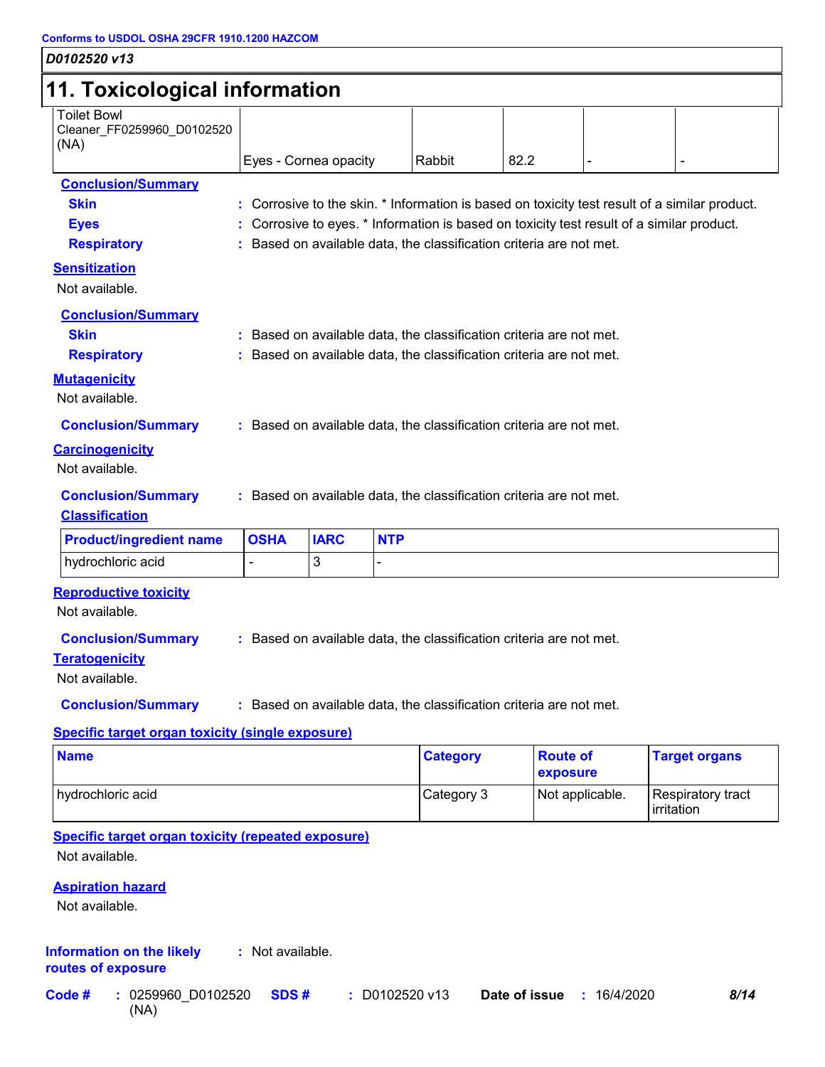## 11. Toxicological information

| | | | | | |
|---|---|---|---|---|---|
| Toilet Bowl Cleaner_FF0259960_D0102520 (NA) | Eyes - Cornea opacity | Rabbit | 82.2 | - | - |

**Conclusion/Summary**

**Skin** : Corrosive to the skin. * Information is based on toxicity test result of a similar product.

**Eyes** : Corrosive to eyes. * Information is based on toxicity test result of a similar product.

**Respiratory** : Based on available data, the classification criteria are not met.

**Sensitization**

Not available.

**Conclusion/Summary**

**Skin** : Based on available data, the classification criteria are not met.

**Respiratory** : Based on available data, the classification criteria are not met.

**Mutagenicity**

Not available.

**Conclusion/Summary** : Based on available data, the classification criteria are not met.

**Carcinogenicity**

Not available.

**Conclusion/Summary** : Based on available data, the classification criteria are not met.

**Classification**

| Product/ingredient name | OSHA | IARC | NTP |
|---|---|---|---|
| hydrochloric acid | - | 3 | - |

**Reproductive toxicity**

Not available.

**Conclusion/Summary** : Based on available data, the classification criteria are not met.

**Teratogenicity**

Not available.

**Conclusion/Summary** : Based on available data, the classification criteria are not met.

**Specific target organ toxicity (single exposure)**

| Name | Category | Route of exposure | Target organs |
|---|---|---|---|
| hydrochloric acid | Category 3 | Not applicable. | Respiratory tract irritation |

**Specific target organ toxicity (repeated exposure)**

Not available.

**Aspiration hazard**

Not available.

**Information on the likely routes of exposure** : Not available.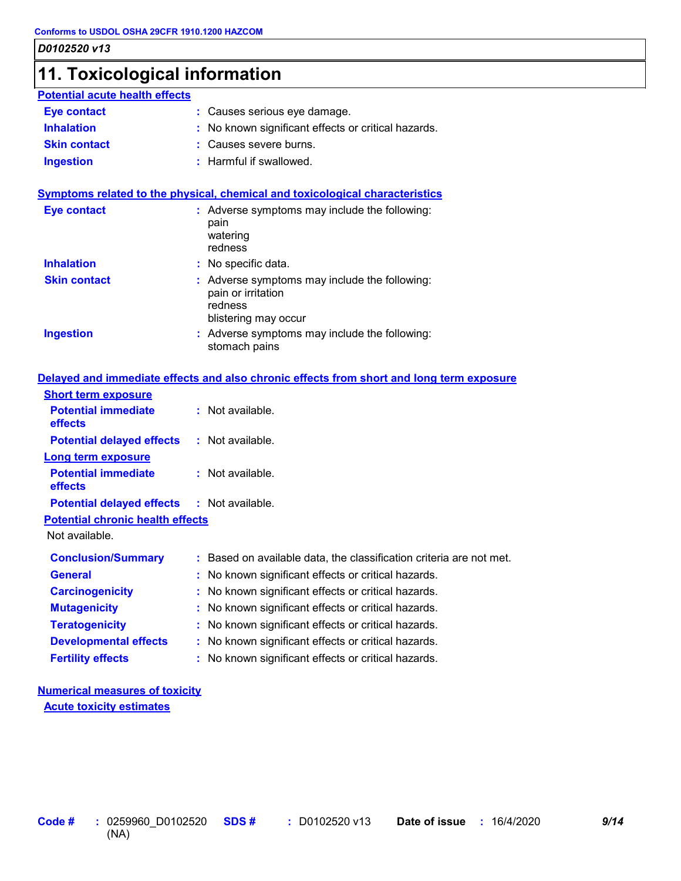## 11. Toxicological information

### Potential acute health effects

| | |
|---|---|
| **Eye contact** | : Causes serious eye damage. |
| **Inhalation** | : No known significant effects or critical hazards. |
| **Skin contact** | : Causes severe burns. |
| **Ingestion** | : Harmful if swallowed. |

### Symptoms related to the physical, chemical and toxicological characteristics

| | |
|---|---|
| **Eye contact** | : Adverse symptoms may include the following: pain watering redness |
| **Inhalation** | : No specific data. |
| **Skin contact** | : Adverse symptoms may include the following: pain or irritation redness blistering may occur |
| **Ingestion** | : Adverse symptoms may include the following: stomach pains |

### Delayed and immediate effects and also chronic effects from short and long term exposure

#### Short term exposure

| | |
|---|---|
| **Potential immediate effects** | : Not available. |
| **Potential delayed effects** | : Not available. |

#### Long term exposure

| | |
|---|---|
| **Potential immediate effects** | : Not available. |
| **Potential delayed effects** | : Not available. |

#### Potential chronic health effects

Not available.

| | |
|---|---|
| **Conclusion/Summary** | : Based on available data, the classification criteria are not met. |
| **General** | : No known significant effects or critical hazards. |
| **Carcinogenicity** | : No known significant effects or critical hazards. |
| **Mutagenicity** | : No known significant effects or critical hazards. |
| **Teratogenicity** | : No known significant effects or critical hazards. |
| **Developmental effects** | : No known significant effects or critical hazards. |
| **Fertility effects** | : No known significant effects or critical hazards. |

### Numerical measures of toxicity

#### Acute toxicity estimates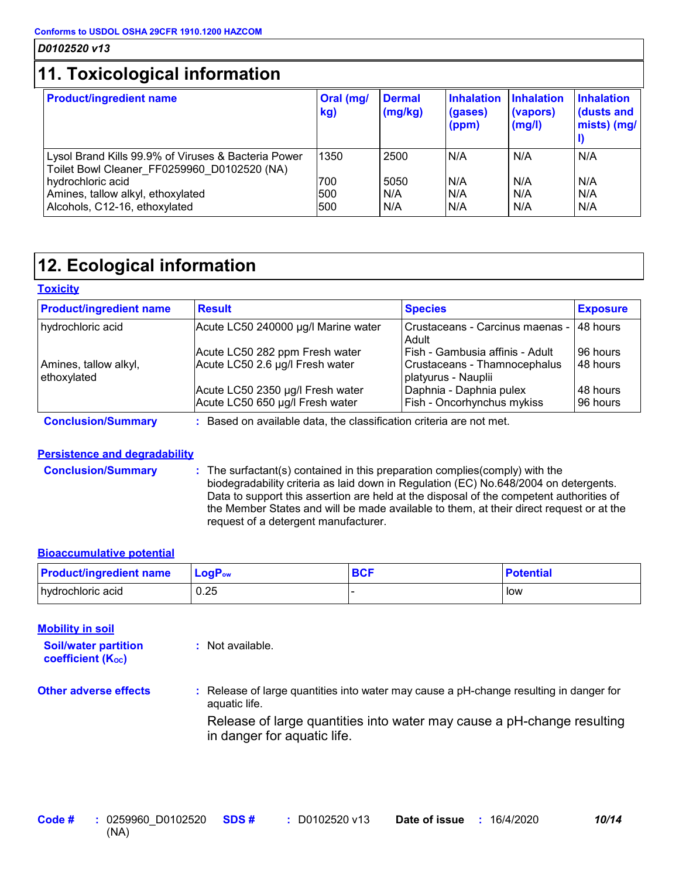Conforms to USDOL OSHA 29CFR 1910.1200 HAZCOM

*D0102520 v13*

# 11. Toxicological information

| Product/ingredient name | Oral (mg/kg) | Dermal (mg/kg) | Inhalation (gases) (ppm) | Inhalation (vapors) (mg/l) | Inhalation (dusts and mists) (mg/l) |
|---|---|---|---|---|---|
| Lysol Brand Kills 99.9% of Viruses & Bacteria Power Toilet Bowl Cleaner_FF0259960_D0102520 (NA) | 1350 | 2500 | N/A | N/A | N/A |
| hydrochloric acid | 700 | 5050 | N/A | N/A | N/A |
| Amines, tallow alkyl, ethoxylated | 500 | N/A | N/A | N/A | N/A |
| Alcohols, C12-16, ethoxylated | 500 | N/A | N/A | N/A | N/A |

# 12. Ecological information

### Toxicity

| Product/ingredient name | Result | Species | Exposure |
|---|---|---|---|
| hydrochloric acid | Acute LC50 240000 µg/l Marine water | Crustaceans - Carcinus maenas - Adult | 48 hours |
| | Acute LC50 282 ppm Fresh water | Fish - Gambusia affinis - Adult | 96 hours |
| Amines, tallow alkyl, ethoxylated | Acute LC50 2.6 µg/l Fresh water | Crustaceans - Thamnocephalus platyurus - Nauplii | 48 hours |
| | Acute LC50 2350 µg/l Fresh water | Daphnia - Daphnia pulex | 48 hours |
| | Acute LC50 650 µg/l Fresh water | Fish - Oncorhynchus mykiss | 96 hours |

**Conclusion/Summary** : Based on available data, the classification criteria are not met.

### Persistence and degradability

**Conclusion/Summary** : The surfactant(s) contained in this preparation complies(comply) with the biodegradability criteria as laid down in Regulation (EC) No.648/2004 on detergents. Data to support this assertion are held at the disposal of the competent authorities of the Member States and will be made available to them, at their direct request or at the request of a detergent manufacturer.

### Bioaccumulative potential

| Product/ingredient name | $LogP_{ow}$ | BCF | Potential |
|---|---|---|---|
| hydrochloric acid | 0.25 | - | low |

### Mobility in soil

**Soil/water partition coefficient ($K_{OC}$)** : Not available.

**Other adverse effects** : Release of large quantities into water may cause a pH-change resulting in danger for aquatic life.

Release of large quantities into water may cause a pH-change resulting in danger for aquatic life.

**Code #** : 0259960_D0102520 (NA) **SDS #** : D0102520 v13 **Date of issue** : 16/4/2020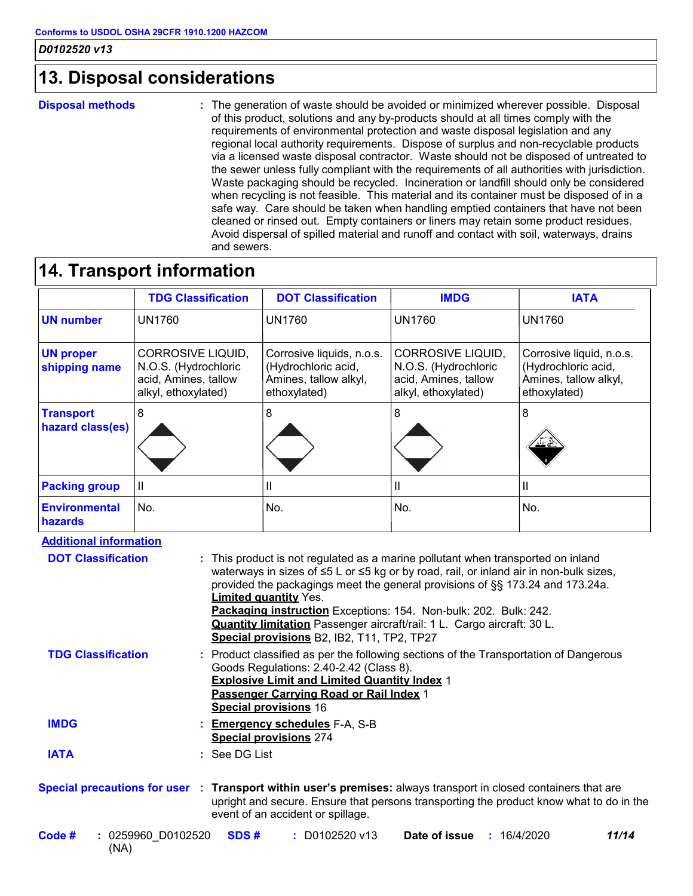Conforms to USDOL OSHA 29CFR 1910.1200 HAZCOM

*D0102520 v13*

## 13. Disposal considerations

**Disposal methods** : The generation of waste should be avoided or minimized wherever possible. Disposal of this product, solutions and any by-products should at all times comply with the requirements of environmental protection and waste disposal legislation and any regional local authority requirements. Dispose of surplus and non-recyclable products via a licensed waste disposal contractor. Waste should not be disposed of untreated to the sewer unless fully compliant with the requirements of all authorities with jurisdiction. Waste packaging should be recycled. Incineration or landfill should only be considered when recycling is not feasible. This material and its container must be disposed of in a safe way. Care should be taken when handling emptied containers that have not been cleaned or rinsed out. Empty containers or liners may retain some product residues. Avoid dispersal of spilled material and runoff and contact with soil, waterways, drains and sewers.

## 14. Transport information

| | TDG Classification | DOT Classification | IMDG | IATA |
|---|---|---|---|---|
| **UN number** | UN1760 | UN1760 | UN1760 | UN1760 |
| **UN proper shipping name** | CORROSIVE LIQUID, N.O.S. (Hydrochloric acid, Amines, tallow alkyl, ethoxylated) | Corrosive liquids, n.o.s. (Hydrochloric acid, Amines, tallow alkyl, ethoxylated) | CORROSIVE LIQUID, N.O.S. (Hydrochloric acid, Amines, tallow alkyl, ethoxylated) | Corrosive liquid, n.o.s. (Hydrochloric acid, Amines, tallow alkyl, ethoxylated) |
| **Transport hazard class(es)** | 8 | 8 | 8 | 8 |
| **Packing group** | II | II | II | II |
| **Environmental hazards** | No. | No. | No. | No. |

**Additional information**

**DOT Classification** : This product is not regulated as a marine pollutant when transported on inland waterways in sizes of ≤5 L or ≤5 kg or by road, rail, or inland air in non-bulk sizes, provided the packagings meet the general provisions of §§ 173.24 and 173.24a.
**Limited quantity** Yes.
**Packaging instruction** Exceptions: 154. Non-bulk: 202. Bulk: 242.
**Quantity limitation** Passenger aircraft/rail: 1 L. Cargo aircraft: 30 L.
**Special provisions** B2, IB2, T11, TP2, TP27

**TDG Classification** : Product classified as per the following sections of the Transportation of Dangerous Goods Regulations: 2.40-2.42 (Class 8).
**Explosive Limit and Limited Quantity Index** 1
**Passenger Carrying Road or Rail Index** 1
**Special provisions** 16

**IMDG** : **Emergency schedules** F-A, S-B
**Special provisions** 274

**IATA** : See DG List

**Special precautions for user** : **Transport within user's premises:** always transport in closed containers that are upright and secure. Ensure that persons transporting the product know what to do in the event of an accident or spillage.

**Code #** : 0259960_D0102520 (NA) **SDS #** : D0102520 v13 **Date of issue** : 16/4/2020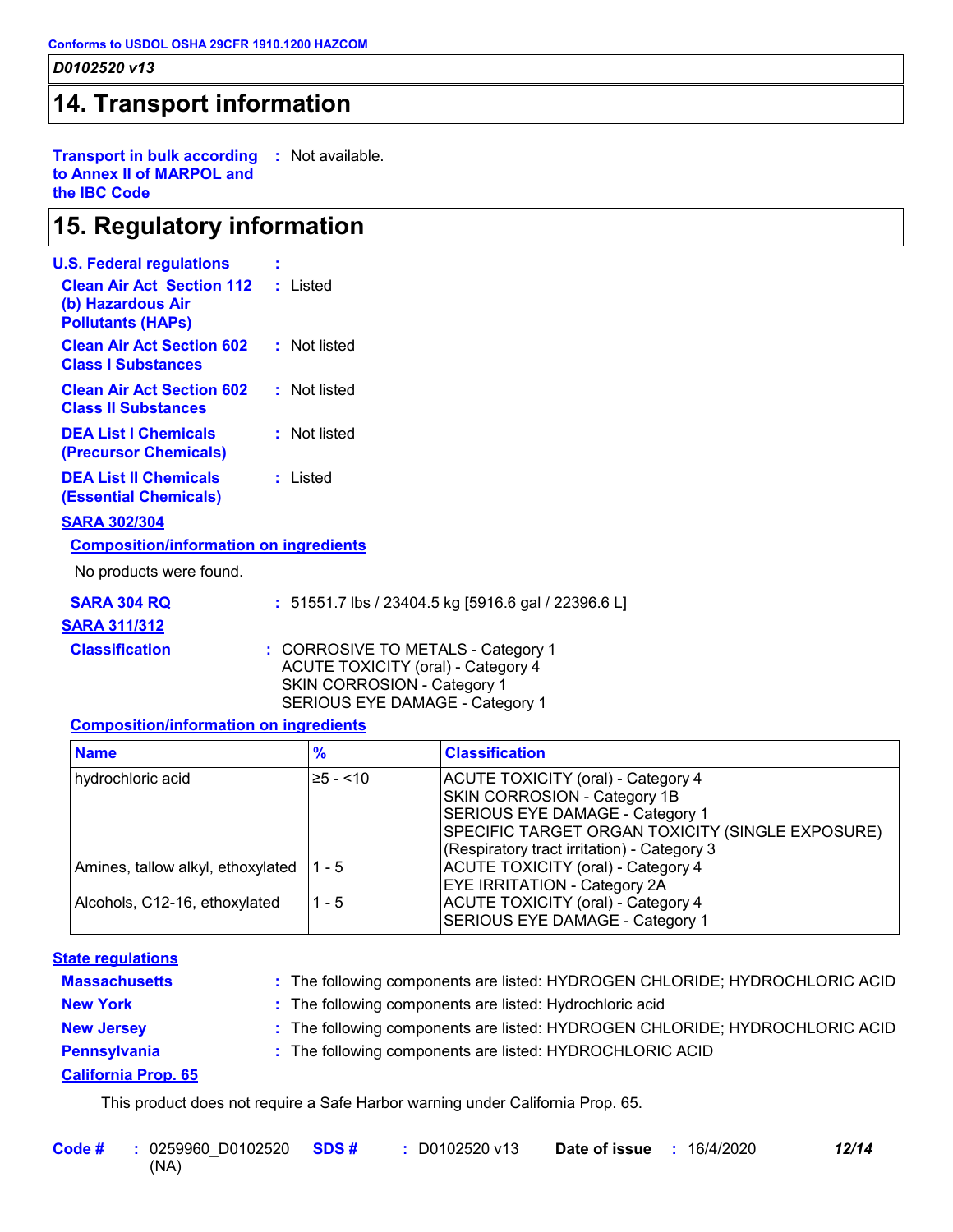## 14. Transport information

**Transport in bulk according to Annex II of MARPOL and the IBC Code** : Not available.

## 15. Regulatory information

**U.S. Federal regulations** :

**Clean Air Act Section 112 (b) Hazardous Air Pollutants (HAPs)** : Listed

**Clean Air Act Section 602 Class I Substances** : Not listed

**Clean Air Act Section 602 Class II Substances** : Not listed

**DEA List I Chemicals (Precursor Chemicals)** : Not listed

**DEA List II Chemicals (Essential Chemicals)** : Listed

**SARA 302/304**

**Composition/information on ingredients**

No products were found.

**SARA 304 RQ** : 51551.7 lbs / 23404.5 kg [5916.6 gal / 22396.6 L]

**SARA 311/312**

**Classification** : CORROSIVE TO METALS - Category 1
ACUTE TOXICITY (oral) - Category 4
SKIN CORROSION - Category 1
SERIOUS EYE DAMAGE - Category 1

**Composition/information on ingredients**

| Name | % | Classification |
|---|---|---|
| hydrochloric acid | ≥5 - <10 | ACUTE TOXICITY (oral) - Category 4<br>SKIN CORROSION - Category 1B<br>SERIOUS EYE DAMAGE - Category 1<br>SPECIFIC TARGET ORGAN TOXICITY (SINGLE EXPOSURE) (Respiratory tract irritation) - Category 3 |
| Amines, tallow alkyl, ethoxylated | 1 - 5 | ACUTE TOXICITY (oral) - Category 4<br>EYE IRRITATION - Category 2A |
| Alcohols, C12-16, ethoxylated | 1 - 5 | ACUTE TOXICITY (oral) - Category 4<br>SERIOUS EYE DAMAGE - Category 1 |

**State regulations**

**Massachusetts** : The following components are listed: HYDROGEN CHLORIDE; HYDROCHLORIC ACID

**New York** : The following components are listed: Hydrochloric acid

**New Jersey** : The following components are listed: HYDROGEN CHLORIDE; HYDROCHLORIC ACID

**Pennsylvania** : The following components are listed: HYDROCHLORIC ACID

**California Prop. 65**

This product does not require a Safe Harbor warning under California Prop. 65.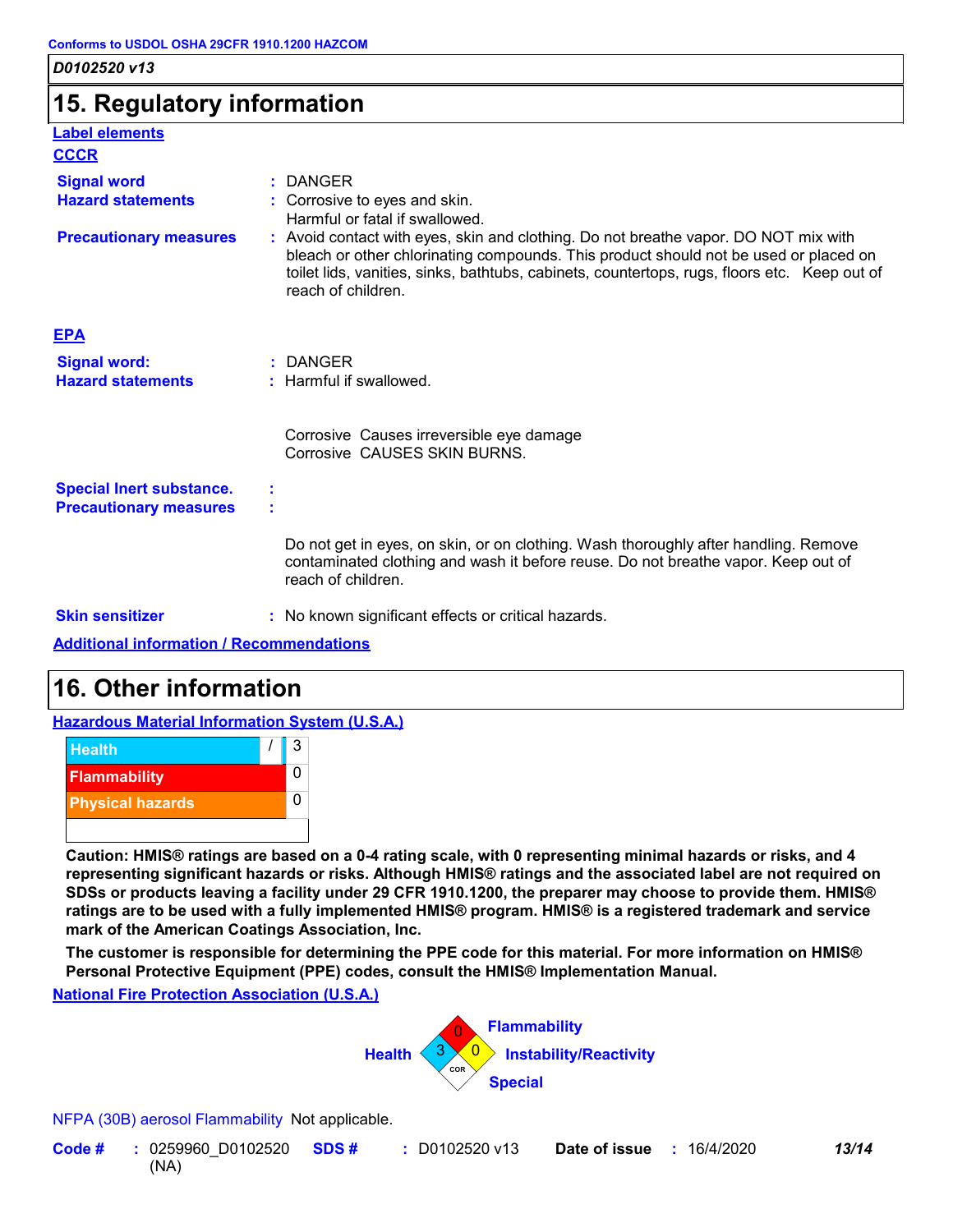Conforms to USDOL OSHA 29CFR 1910.1200 HAZCOM

*D0102520 v13*

## 15. Regulatory information

**Label elements**

**CCCR**

**Signal word** : DANGER

**Hazard statements** : Corrosive to eyes and skin.
Harmful or fatal if swallowed.

**Precautionary measures** : Avoid contact with eyes, skin and clothing. Do not breathe vapor. DO NOT mix with bleach or other chlorinating compounds. This product should not be used or placed on toilet lids, vanities, sinks, bathtubs, cabinets, countertops, rugs, floors etc. Keep out of reach of children.

**EPA**

**Signal word:** : DANGER

**Hazard statements** : Harmful if swallowed.

Corrosive Causes irreversible eye damage
Corrosive CAUSES SKIN BURNS.

**Special Inert substance.** :

**Precautionary measures** :

Do not get in eyes, on skin, or on clothing. Wash thoroughly after handling. Remove contaminated clothing and wash it before reuse. Do not breathe vapor. Keep out of reach of children.

**Skin sensitizer** : No known significant effects or critical hazards.

**Additional information / Recommendations**

## 16. Other information

**Hazardous Material Information System (U.S.A.)**

| | | |
|---|---|---|
| Health | / | 3 |
| Flammability | | 0 |
| Physical hazards | | 0 |

**Caution: HMIS® ratings are based on a 0-4 rating scale, with 0 representing minimal hazards or risks, and 4 representing significant hazards or risks. Although HMIS® ratings and the associated label are not required on SDSs or products leaving a facility under 29 CFR 1910.1200, the preparer may choose to provide them. HMIS® ratings are to be used with a fully implemented HMIS® program. HMIS® is a registered trademark and service mark of the American Coatings Association, Inc.**

**The customer is responsible for determining the PPE code for this material. For more information on HMIS® Personal Protective Equipment (PPE) codes, consult the HMIS® Implementation Manual.**

**National Fire Protection Association (U.S.A.)**

Health: 3
Flammability: 0
Instability/Reactivity: 0
Special: COR

NFPA (30B) aerosol Flammability Not applicable.

**Code #** : 0259960_D0102520 (NA) **SDS #** : D0102520 v13 **Date of issue** : 16/4/2020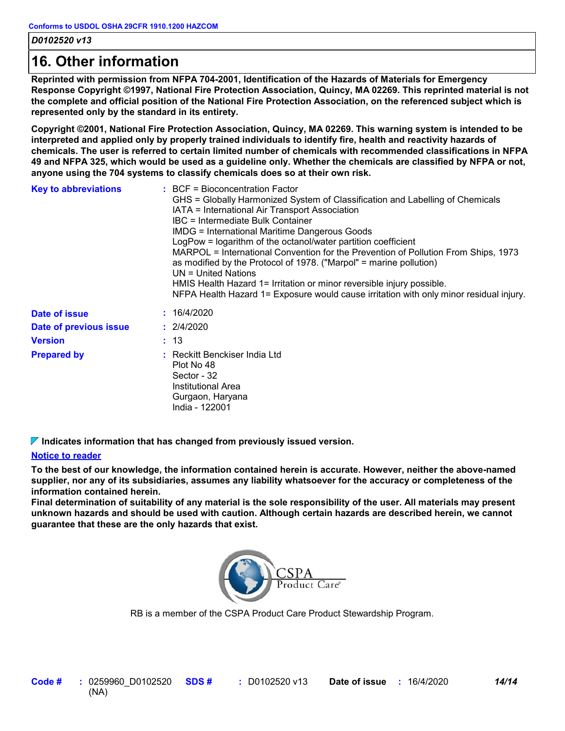# 16. Other information

**Reprinted with permission from NFPA 704-2001, Identification of the Hazards of Materials for Emergency Response Copyright ©1997, National Fire Protection Association, Quincy, MA 02269. This reprinted material is not the complete and official position of the National Fire Protection Association, on the referenced subject which is represented only by the standard in its entirety.**

**Copyright ©2001, National Fire Protection Association, Quincy, MA 02269. This warning system is intended to be interpreted and applied only by properly trained individuals to identify fire, health and reactivity hazards of chemicals. The user is referred to certain limited number of chemicals with recommended classifications in NFPA 49 and NFPA 325, which would be used as a guideline only. Whether the chemicals are classified by NFPA or not, anyone using the 704 systems to classify chemicals does so at their own risk.**

**Key to abbreviations** : BCF = Bioconcentration Factor
GHS = Globally Harmonized System of Classification and Labelling of Chemicals
IATA = International Air Transport Association
IBC = Intermediate Bulk Container
IMDG = International Maritime Dangerous Goods
LogPow = logarithm of the octanol/water partition coefficient
MARPOL = International Convention for the Prevention of Pollution From Ships, 1973 as modified by the Protocol of 1978. ("Marpol" = marine pollution)
UN = United Nations
HMIS Health Hazard 1= Irritation or minor reversible injury possible.
NFPA Health Hazard 1= Exposure would cause irritation with only minor residual injury.

**Date of issue** : 16/4/2020

**Date of previous issue** : 2/4/2020

**Version** : 13

**Prepared by** : Reckitt Benckiser India Ltd
Plot No 48
Sector - 32
Institutional Area
Gurgaon, Haryana
India - 122001

**Indicates information that has changed from previously issued version.**

**Notice to reader**

**To the best of our knowledge, the information contained herein is accurate. However, neither the above-named supplier, nor any of its subsidiaries, assumes any liability whatsoever for the accuracy or completeness of the information contained herein.**
**Final determination of suitability of any material is the sole responsibility of the user. All materials may present unknown hazards and should be used with caution. Although certain hazards are described herein, we cannot guarantee that these are the only hazards that exist.**

CSPA Product Care®

RB is a member of the CSPA Product Care Product Stewardship Program.